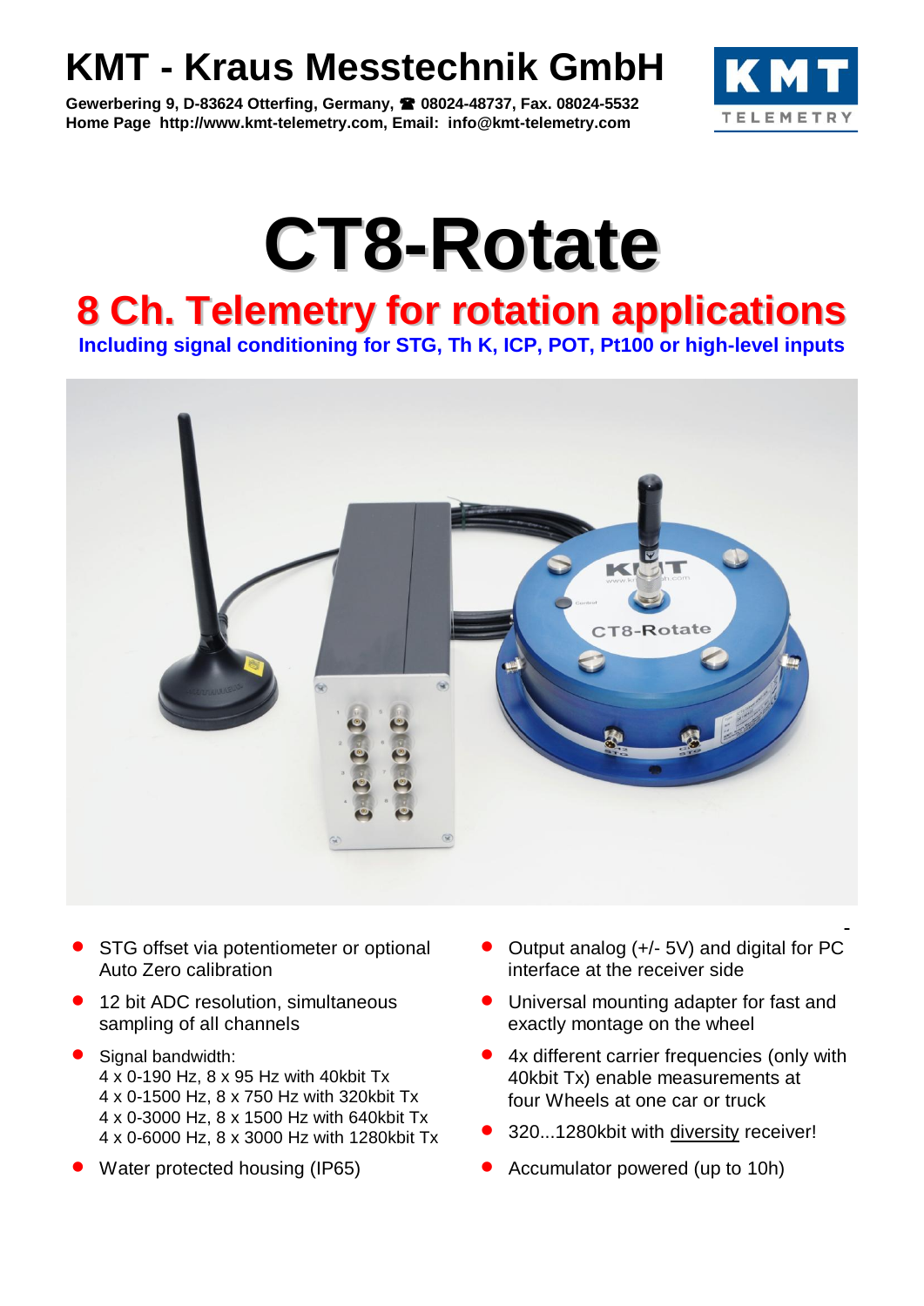# KMT - Kraus Messtechnik GmbH

**Gewerbering 9, D-83624 Otterfing, Germany, ☎ 08024-48737, Fax. 08024-5532**
**Home Page http://www.kmt-telemetry.com, Email: info@kmt-telemetry.com**

# CT8-Rotate

## 8 Ch. Telemetry for rotation applications

**Including signal conditioning for STG, Th K, ICP, POT, Pt100 or high-level inputs**

- STG offset via potentiometer or optional Auto Zero calibration
- 12 bit ADC resolution, simultaneous sampling of all channels
- Signal bandwidth:
  4 x 0-190 Hz, 8 x 95 Hz with 40kbit Tx
  4 x 0-1500 Hz, 8 x 750 Hz with 320kbit Tx
  4 x 0-3000 Hz, 8 x 1500 Hz with 640kbit Tx
  4 x 0-6000 Hz, 8 x 3000 Hz with 1280kbit Tx
- Water protected housing (IP65)
- Output analog (+/- 5V) and digital for PC interface at the receiver side
- Universal mounting adapter for fast and exactly montage on the wheel
- 4x different carrier frequencies (only with 40kbit Tx) enable measurements at four Wheels at one car or truck
- 320...1280kbit with diversity receiver!
- Accumulator powered (up to 10h)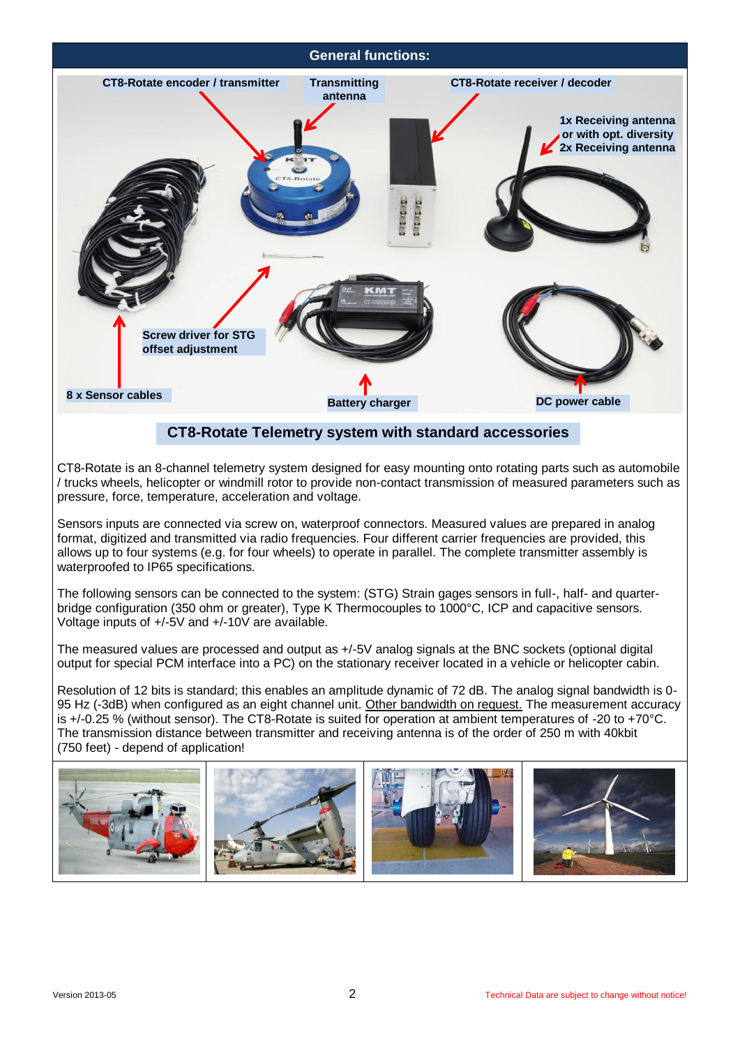## General functions:

CT8-Rotate encoder / transmitter

Transmitting antenna

CT8-Rotate receiver / decoder

1x Receiving antenna or with opt. diversity 2x Receiving antenna

Screw driver for STG offset adjustment

8 x Sensor cables

Battery charger

DC power cable

**CT8-Rotate Telemetry system with standard accessories**

CT8-Rotate is an 8-channel telemetry system designed for easy mounting onto rotating parts such as automobile / trucks wheels, helicopter or windmill rotor to provide non-contact transmission of measured parameters such as pressure, force, temperature, acceleration and voltage.

Sensors inputs are connected via screw on, waterproof connectors. Measured values are prepared in analog format, digitized and transmitted via radio frequencies. Four different carrier frequencies are provided, this allows up to four systems (e.g. for four wheels) to operate in parallel. The complete transmitter assembly is waterproofed to IP65 specifications.

The following sensors can be connected to the system: (STG) Strain gages sensors in full-, half- and quarter-bridge configuration (350 ohm or greater), Type K Thermocouples to 1000°C, ICP and capacitive sensors. Voltage inputs of +/-5V and +/-10V are available.

The measured values are processed and output as +/-5V analog signals at the BNC sockets (optional digital output for special PCM interface into a PC) on the stationary receiver located in a vehicle or helicopter cabin.

Resolution of 12 bits is standard; this enables an amplitude dynamic of 72 dB. The analog signal bandwidth is 0-95 Hz (-3dB) when configured as an eight channel unit. Other bandwidth on request. The measurement accuracy is +/-0.25 % (without sensor). The CT8-Rotate is suited for operation at ambient temperatures of -20 to +70°C. The transmission distance between transmitter and receiving antenna is of the order of 250 m with 40kbit (750 feet) - depend of application!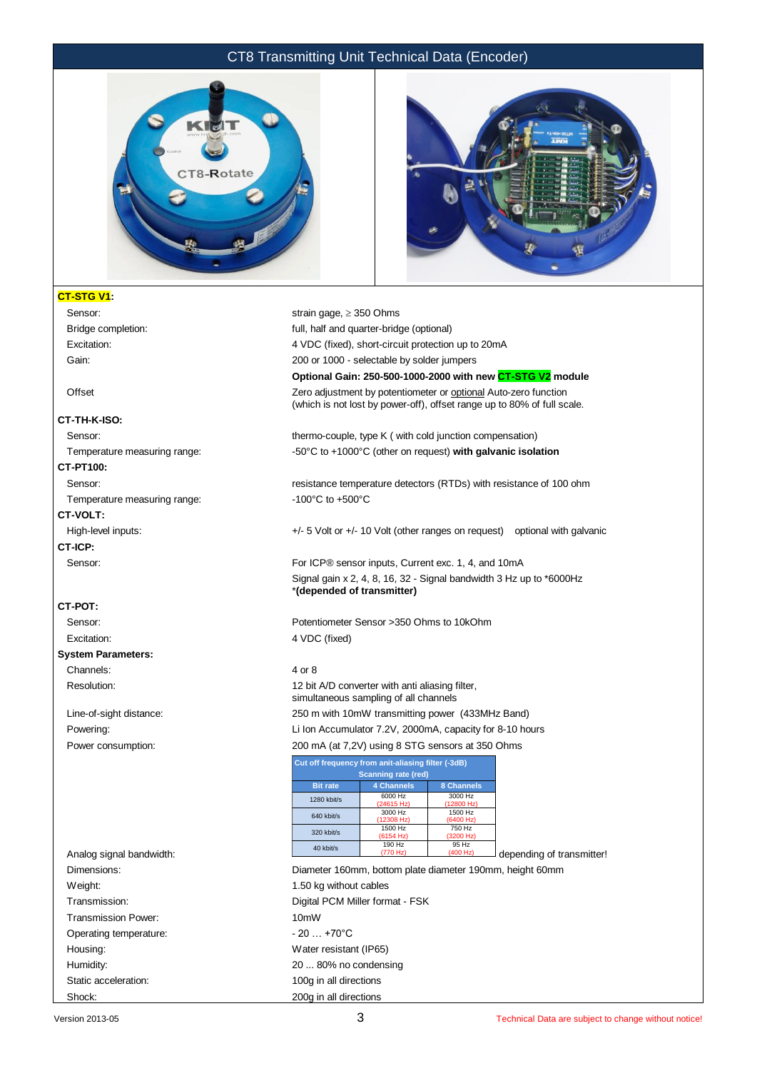# CT8 Transmitting Unit Technical Data (Encoder)

**CT-STG V1:**

| | |
|---|---|
| Sensor: | strain gage, ≥ 350 Ohms |
| Bridge completion: | full, half and quarter-bridge (optional) |
| Excitation: | 4 VDC (fixed), short-circuit protection up to 20mA |
| Gain: | 200 or 1000 - selectable by solder jumpers |
| | **Optional Gain: 250-500-1000-2000 with new CT-STG V2 module** |
| Offset | Zero adjustment by potentiometer or optional Auto-zero function (which is not lost by power-off), offset range up to 80% of full scale. |

**CT-TH-K-ISO:**

| | |
|---|---|
| Sensor: | thermo-couple, type K ( with cold junction compensation) |
| Temperature measuring range: | -50°C to +1000°C (other on request) **with galvanic isolation** |

**CT-PT100:**

| | |
|---|---|
| Sensor: | resistance temperature detectors (RTDs) with resistance of 100 ohm |
| Temperature measuring range: | -100°C to +500°C |

**CT-VOLT:**

| | |
|---|---|
| High-level inputs: | +/- 5 Volt or +/- 10 Volt (other ranges on request) optional with galvanic |

**CT-ICP:**

| | |
|---|---|
| Sensor: | For ICP® sensor inputs, Current exc. 1, 4, and 10mA |
| | Signal gain x 2, 4, 8, 16, 32 - Signal bandwidth 3 Hz up to *6000Hz *(**depended of transmitter)** |

**CT-POT:**

| | |
|---|---|
| Sensor: | Potentiometer Sensor >350 Ohms to 10kOhm |
| Excitation: | 4 VDC (fixed) |

**System Parameters:**

| | |
|---|---|
| Channels: | 4 or 8 |
| Resolution: | 12 bit A/D converter with anti aliasing filter, simultaneous sampling of all channels |
| Line-of-sight distance: | 250 m with 10mW transmitting power (433MHz Band) |
| Powering: | Li Ion Accumulator 7.2V, 2000mA, capacity for 8-10 hours |
| Power consumption: | 200 mA (at 7,2V) using 8 STG sensors at 350 Ohms |

Analog signal bandwidth: depending of transmitter!

| Cut off frequency from anit-aliasing filter (-3dB) Scanning rate (red) | | |
|---|---|---|
| **Bit rate** | **4 Channels** | **8 Channels** |
| 1280 kbit/s | 6000 Hz (24615 Hz) | 3000 Hz (12800 Hz) |
| 640 kbit/s | 3000 Hz (12308 Hz) | 1500 Hz (6400 Hz) |
| 320 kbit/s | 1500 Hz (6154 Hz) | 750 Hz (3200 Hz) |
| 40 kbit/s | 190 Hz (770 Hz) | 95 Hz (400 Hz) |

| | |
|---|---|
| Dimensions: | Diameter 160mm, bottom plate diameter 190mm, height 60mm |
| Weight: | 1.50 kg without cables |
| Transmission: | Digital PCM Miller format - FSK |
| Transmission Power: | 10mW |
| Operating temperature: | - 20 … +70°C |
| Housing: | Water resistant (IP65) |
| Humidity: | 20 ... 80% no condensing |
| Static acceleration: | 100g in all directions |
| Shock: | 200g in all directions |

Version 2013-05

Technical Data are subject to change without notice!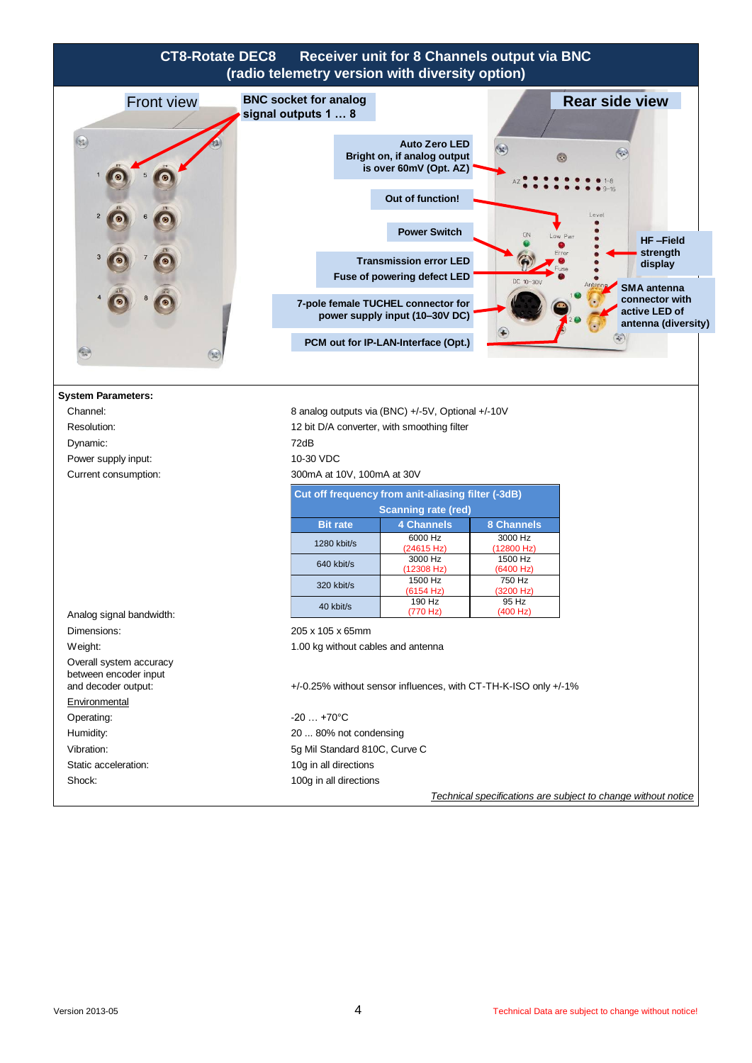# CT8-Rotate DEC8 Receiver unit for 8 Channels output via BNC (radio telemetry version with diversity option)

Front view

**BNC socket for analog signal outputs 1 … 8**

Rear side view

**Auto Zero LED Bright on, if analog output is over 60mV (Opt. AZ)**

**Out of function!**

**Power Switch**

**Transmission error LED**

**Fuse of powering defect LED**

**7-pole female TUCHEL connector for power supply input (10–30V DC)**

**PCM out for IP-LAN-Interface (Opt.)**

**HF –Field strength display**

**SMA antenna connector with active LED of antenna (diversity)**

**System Parameters:**

| | |
|---|---|
| Channel: | 8 analog outputs via (BNC) +/-5V, Optional +/-10V |
| Resolution: | 12 bit D/A converter, with smoothing filter |
| Dynamic: | 72dB |
| Power supply input: | 10-30 VDC |
| Current consumption: | 300mA at 10V, 100mA at 30V |

Analog signal bandwidth:

| Cut off frequency from anit-aliasing filter (-3dB) Scanning rate (red) | | |
|---|---|---|
| **Bit rate** | **4 Channels** | **8 Channels** |
| 1280 kbit/s | 6000 Hz (24615 Hz) | 3000 Hz (12800 Hz) |
| 640 kbit/s | 3000 Hz (12308 Hz) | 1500 Hz (6400 Hz) |
| 320 kbit/s | 1500 Hz (6154 Hz) | 750 Hz (3200 Hz) |
| 40 kbit/s | 190 Hz (770 Hz) | 95 Hz (400 Hz) |

| | |
|---|---|
| Dimensions: | 205 x 105 x 65mm |
| Weight: | 1.00 kg without cables and antenna |
| Overall system accuracy between encoder input and decoder output: | +/-0.25% without sensor influences, with CT-TH-K-ISO only +/-1% |

Environmental

| | |
|---|---|
| Operating: | -20 … +70°C |
| Humidity: | 20 ... 80% not condensing |
| Vibration: | 5g Mil Standard 810C, Curve C |
| Static acceleration: | 10g in all directions |
| Shock: | 100g in all directions |

*Technical specifications are subject to change without notice*

Version 2013-05

Technical Data are subject to change without notice!